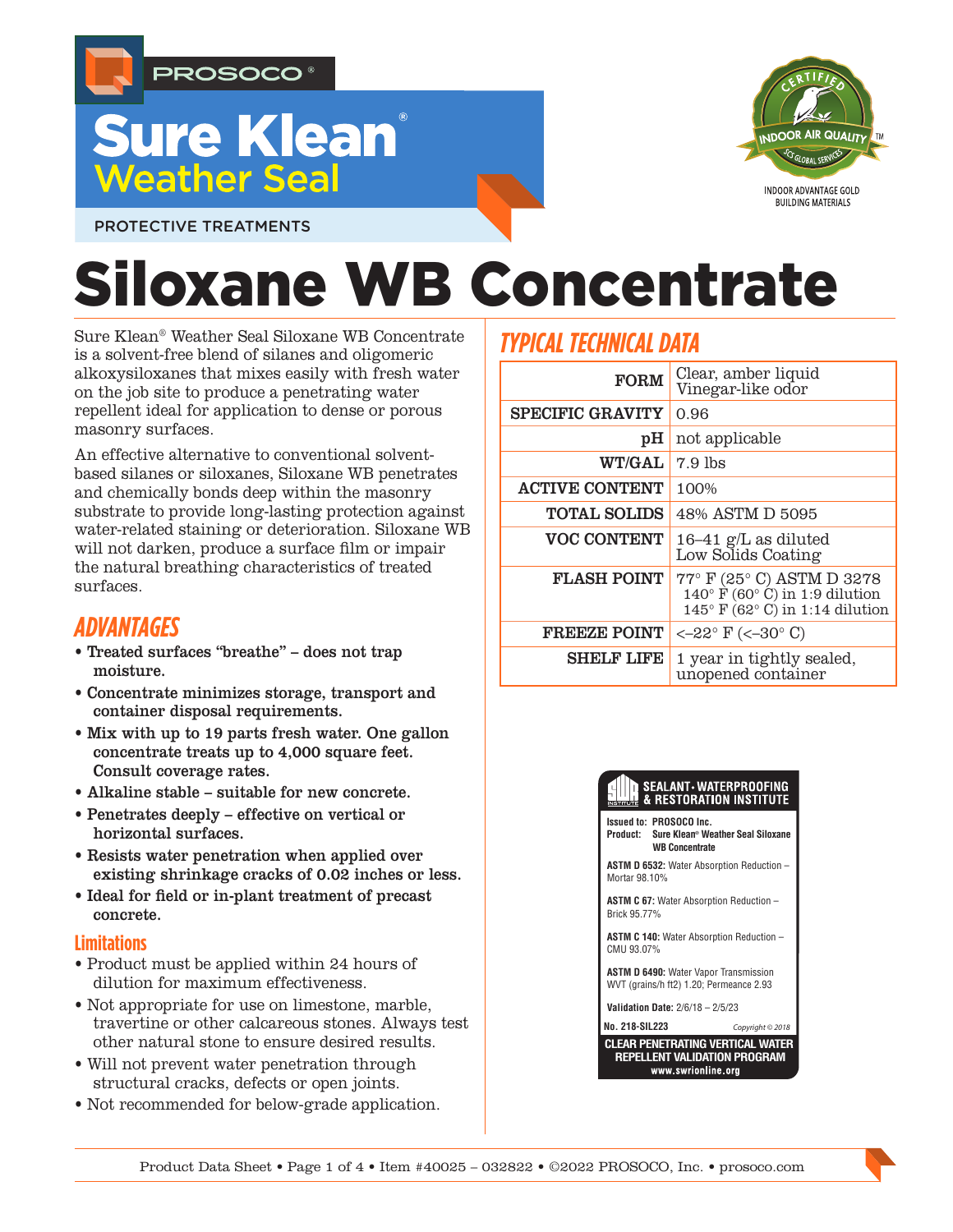PROSOCO®

# Sure Klean® Weather Seal

PROTECTIVE TREATMENTS

CERTIFIED INDOOR AIR QUALITY™ SCS GLOBAL SERVICES

INDOOR ADVANTAGE GOLD BUILDING MATERIALS

# Siloxane WB Concentrate

Sure Klean® Weather Seal Siloxane WB Concentrate is a solvent-free blend of silanes and oligomeric alkoxysiloxanes that mixes easily with fresh water on the job site to produce a penetrating water repellent ideal for application to dense or porous masonry surfaces.

An effective alternative to conventional solvent-based silanes or siloxanes, Siloxane WB penetrates and chemically bonds deep within the masonry substrate to provide long-lasting protection against water-related staining or deterioration. Siloxane WB will not darken, produce a surface film or impair the natural breathing characteristics of treated surfaces.

## ADVANTAGES

- **Treated surfaces "breathe" – does not trap moisture.**
- **Concentrate minimizes storage, transport and container disposal requirements.**
- **Mix with up to 19 parts fresh water. One gallon concentrate treats up to 4,000 square feet. Consult coverage rates.**
- **Alkaline stable – suitable for new concrete.**
- **Penetrates deeply – effective on vertical or horizontal surfaces.**
- **Resists water penetration when applied over existing shrinkage cracks of 0.02 inches or less.**
- **Ideal for field or in-plant treatment of precast concrete.**

### Limitations

- Product must be applied within 24 hours of dilution for maximum effectiveness.
- Not appropriate for use on limestone, marble, travertine or other calcareous stones. Always test other natural stone to ensure desired results.
- Will not prevent water penetration through structural cracks, defects or open joints.
- Not recommended for below-grade application.

## TYPICAL TECHNICAL DATA

| | |
|---|---|
| **FORM** | Clear, amber liquid<br>Vinegar-like odor |
| **SPECIFIC GRAVITY** | 0.96 |
| **pH** | not applicable |
| **WT/GAL** | 7.9 lbs |
| **ACTIVE CONTENT** | 100% |
| **TOTAL SOLIDS** | 48% ASTM D 5095 |
| **VOC CONTENT** | 16–41 g/L as diluted<br>Low Solids Coating |
| **FLASH POINT** | 77° F (25° C) ASTM D 3278<br>140° F (60° C) in 1:9 dilution<br>145° F (62° C) in 1:14 dilution |
| **FREEZE POINT** | <–22° F (<–30° C) |
| **SHELF LIFE** | 1 year in tightly sealed, unopened container |

**SEALANT · WATERPROOFING & RESTORATION INSTITUTE**

**Issued to:** PROSOCO Inc.
**Product:** Sure Klean® Weather Seal Siloxane WB Concentrate

**ASTM D 6532:** Water Absorption Reduction – Mortar 98.10%

**ASTM C 67:** Water Absorption Reduction – Brick 95.77%

**ASTM C 140:** Water Absorption Reduction – CMU 93.07%

**ASTM D 6490:** Water Vapor Transmission WVT (grains/h ft2) 1.20; Permeance 2.93

**Validation Date:** 2/6/18 – 2/5/23

**No. 218-SIL223** Copyright © 2018

**CLEAR PENETRATING VERTICAL WATER REPELLENT VALIDATION PROGRAM**
www.swrionline.org

Product Data Sheet • Page 1 of 4 • Item #40025 – 032822 • ©2022 PROSOCO, Inc. • prosoco.com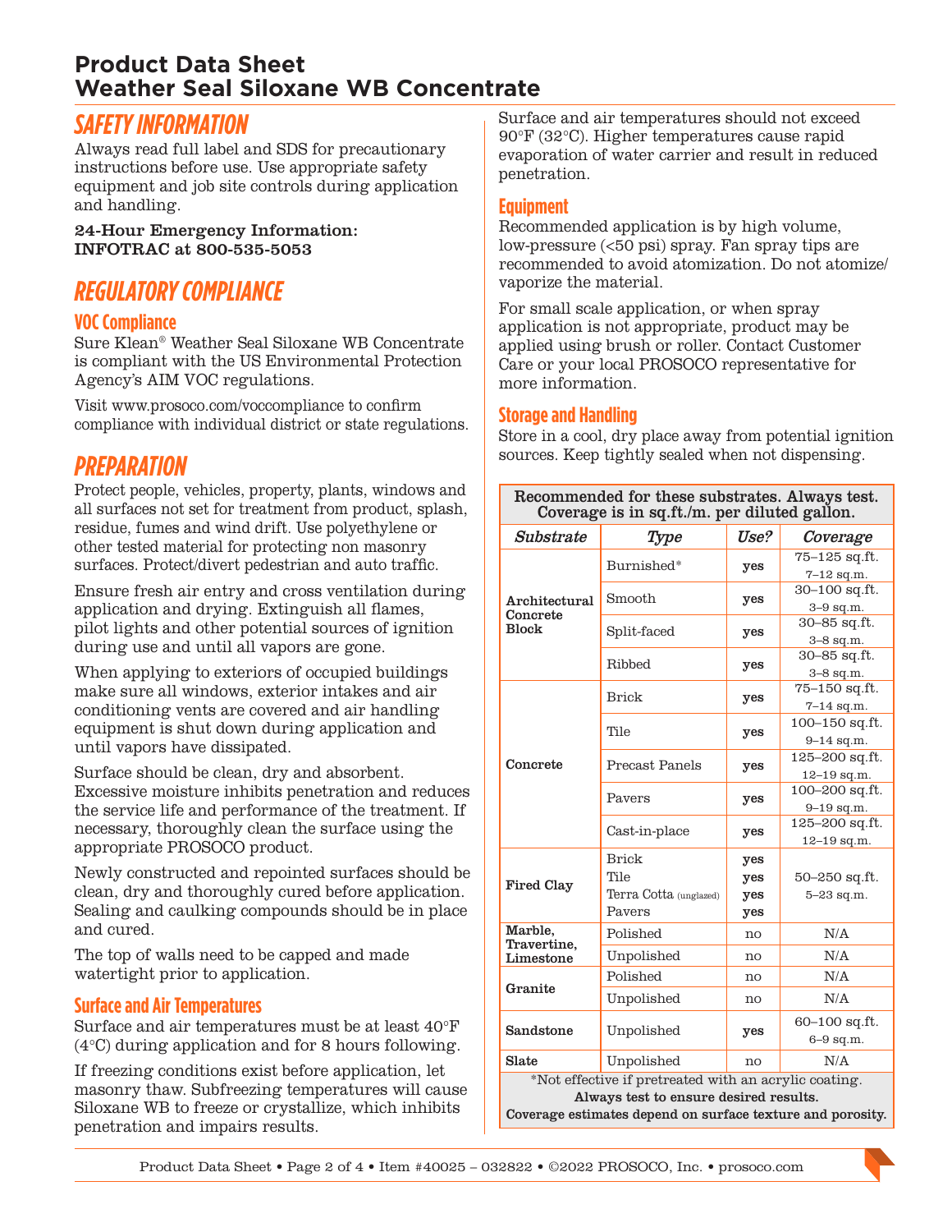# Product Data Sheet
# Weather Seal Siloxane WB Concentrate

## SAFETY INFORMATION

Always read full label and SDS for precautionary instructions before use. Use appropriate safety equipment and job site controls during application and handling.

**24-Hour Emergency Information: INFOTRAC at 800-535-5053**

## REGULATORY COMPLIANCE

### VOC Compliance

Sure Klean® Weather Seal Siloxane WB Concentrate is compliant with the US Environmental Protection Agency's AIM VOC regulations.

Visit www.prosoco.com/voccompliance to confirm compliance with individual district or state regulations.

## PREPARATION

Protect people, vehicles, property, plants, windows and all surfaces not set for treatment from product, splash, residue, fumes and wind drift. Use polyethylene or other tested material for protecting non masonry surfaces. Protect/divert pedestrian and auto traffic.

Ensure fresh air entry and cross ventilation during application and drying. Extinguish all flames, pilot lights and other potential sources of ignition during use and until all vapors are gone.

When applying to exteriors of occupied buildings make sure all windows, exterior intakes and air conditioning vents are covered and air handling equipment is shut down during application and until vapors have dissipated.

Surface should be clean, dry and absorbent. Excessive moisture inhibits penetration and reduces the service life and performance of the treatment. If necessary, thoroughly clean the surface using the appropriate PROSOCO product.

Newly constructed and repointed surfaces should be clean, dry and thoroughly cured before application. Sealing and caulking compounds should be in place and cured.

The top of walls need to be capped and made watertight prior to application.

### Surface and Air Temperatures

Surface and air temperatures must be at least 40°F (4°C) during application and for 8 hours following.

If freezing conditions exist before application, let masonry thaw. Subfreezing temperatures will cause Siloxane WB to freeze or crystallize, which inhibits penetration and impairs results.

Surface and air temperatures should not exceed 90°F (32°C). Higher temperatures cause rapid evaporation of water carrier and result in reduced penetration.

### Equipment

Recommended application is by high volume, low-pressure (<50 psi) spray. Fan spray tips are recommended to avoid atomization. Do not atomize/vaporize the material.

For small scale application, or when spray application is not appropriate, product may be applied using brush or roller. Contact Customer Care or your local PROSOCO representative for more information.

### Storage and Handling

Store in a cool, dry place away from potential ignition sources. Keep tightly sealed when not dispensing.

**Recommended for these substrates. Always test. Coverage is in sq.ft./m. per diluted gallon.**

| *Substrate* | *Type* | *Use?* | *Coverage* |
|---|---|---|---|
| **Architectural Concrete Block** | Burnished* | **yes** | 75–125 sq.ft. 7–12 sq.m. |
| | Smooth | **yes** | 30–100 sq.ft. 3–9 sq.m. |
| | Split-faced | **yes** | 30–85 sq.ft. 3–8 sq.m. |
| | Ribbed | **yes** | 30–85 sq.ft. 3–8 sq.m. |
| **Concrete** | Brick | **yes** | 75–150 sq.ft. 7–14 sq.m. |
| | Tile | **yes** | 100–150 sq.ft. 9–14 sq.m. |
| | Precast Panels | **yes** | 125–200 sq.ft. 12–19 sq.m. |
| | Pavers | **yes** | 100–200 sq.ft. 9–19 sq.m. |
| | Cast-in-place | **yes** | 125–200 sq.ft. 12–19 sq.m. |
| **Fired Clay** | Brick<br>Tile<br>Terra Cotta (unglazed)<br>Pavers | **yes**<br>**yes**<br>**yes**<br>**yes** | 50–250 sq.ft. 5–23 sq.m. |
| **Marble, Travertine, Limestone** | Polished | no | N/A |
| | Unpolished | no | N/A |
| **Granite** | Polished | no | N/A |
| | Unpolished | no | N/A |
| **Sandstone** | Unpolished | **yes** | 60–100 sq.ft. 6–9 sq.m. |
| **Slate** | Unpolished | no | N/A |

*Not effective if pretreated with an acrylic coating.
**Always test to ensure desired results.**
**Coverage estimates depend on surface texture and porosity.**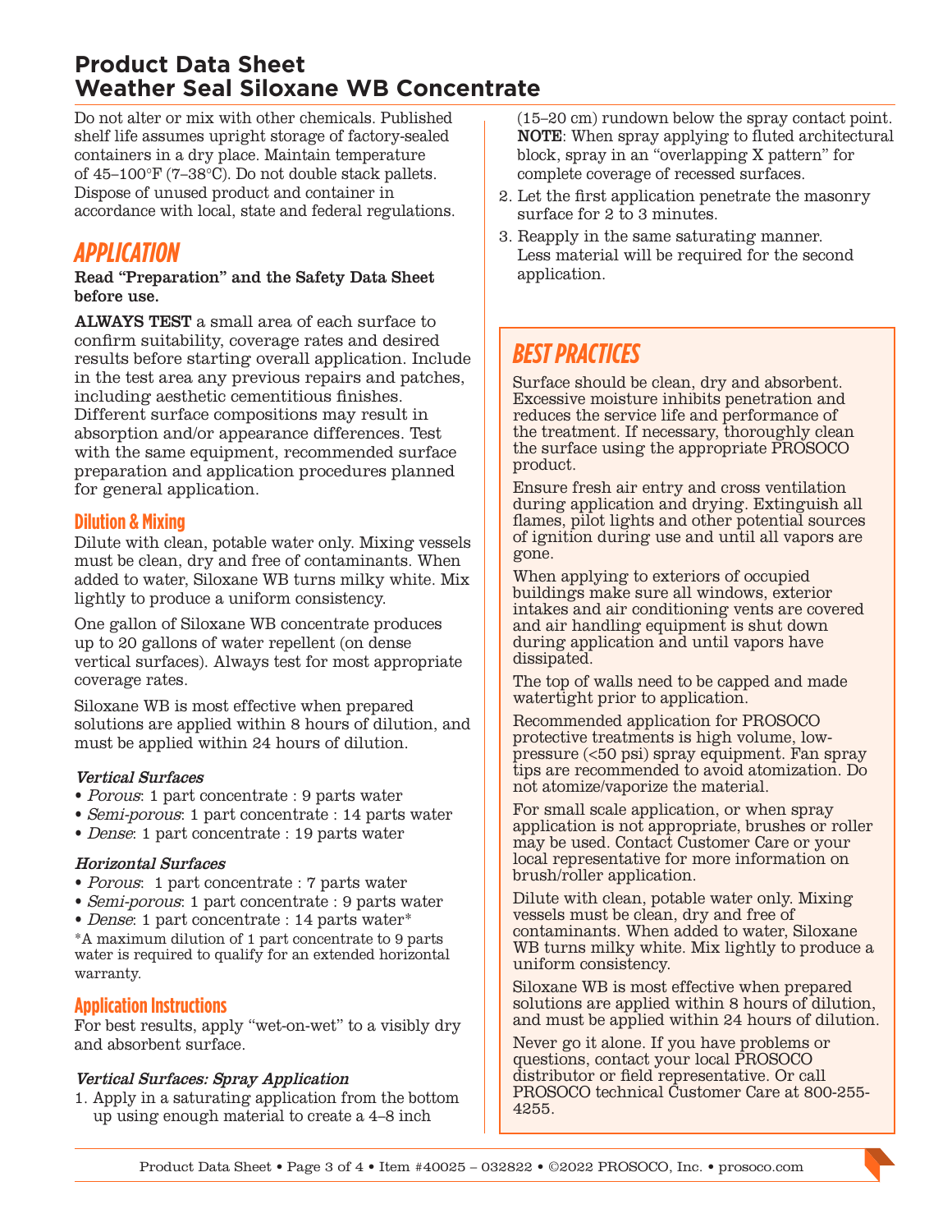# Product Data Sheet
# Weather Seal Siloxane WB Concentrate

Do not alter or mix with other chemicals. Published shelf life assumes upright storage of factory-sealed containers in a dry place. Maintain temperature of 45–100°F (7–38°C). Do not double stack pallets. Dispose of unused product and container in accordance with local, state and federal regulations.

## APPLICATION

**Read "Preparation" and the Safety Data Sheet before use.**

**ALWAYS TEST** a small area of each surface to confirm suitability, coverage rates and desired results before starting overall application. Include in the test area any previous repairs and patches, including aesthetic cementitious finishes. Different surface compositions may result in absorption and/or appearance differences. Test with the same equipment, recommended surface preparation and application procedures planned for general application.

### Dilution & Mixing

Dilute with clean, potable water only. Mixing vessels must be clean, dry and free of contaminants. When added to water, Siloxane WB turns milky white. Mix lightly to produce a uniform consistency.

One gallon of Siloxane WB concentrate produces up to 20 gallons of water repellent (on dense vertical surfaces). Always test for most appropriate coverage rates.

Siloxane WB is most effective when prepared solutions are applied within 8 hours of dilution, and must be applied within 24 hours of dilution.

***Vertical Surfaces***

- *Porous*: 1 part concentrate : 9 parts water
- *Semi-porous*: 1 part concentrate : 14 parts water
- *Dense*: 1 part concentrate : 19 parts water

***Horizontal Surfaces***

- *Porous*: 1 part concentrate : 7 parts water
- *Semi-porous*: 1 part concentrate : 9 parts water
- *Dense*: 1 part concentrate : 14 parts water*

*A maximum dilution of 1 part concentrate to 9 parts water is required to qualify for an extended horizontal warranty.

### Application Instructions

For best results, apply "wet-on-wet" to a visibly dry and absorbent surface.

***Vertical Surfaces: Spray Application***

1. Apply in a saturating application from the bottom up using enough material to create a 4–8 inch (15–20 cm) rundown below the spray contact point. **NOTE**: When spray applying to fluted architectural block, spray in an "overlapping X pattern" for complete coverage of recessed surfaces.
2. Let the first application penetrate the masonry surface for 2 to 3 minutes.
3. Reapply in the same saturating manner. Less material will be required for the second application.

## BEST PRACTICES

Surface should be clean, dry and absorbent. Excessive moisture inhibits penetration and reduces the service life and performance of the treatment. If necessary, thoroughly clean the surface using the appropriate PROSOCO product.

Ensure fresh air entry and cross ventilation during application and drying. Extinguish all flames, pilot lights and other potential sources of ignition during use and until all vapors are gone.

When applying to exteriors of occupied buildings make sure all windows, exterior intakes and air conditioning vents are covered and air handling equipment is shut down during application and until vapors have dissipated.

The top of walls need to be capped and made watertight prior to application.

Recommended application for PROSOCO protective treatments is high volume, low-pressure (<50 psi) spray equipment. Fan spray tips are recommended to avoid atomization. Do not atomize/vaporize the material.

For small scale application, or when spray application is not appropriate, brushes or roller may be used. Contact Customer Care or your local representative for more information on brush/roller application.

Dilute with clean, potable water only. Mixing vessels must be clean, dry and free of contaminants. When added to water, Siloxane WB turns milky white. Mix lightly to produce a uniform consistency.

Siloxane WB is most effective when prepared solutions are applied within 8 hours of dilution, and must be applied within 24 hours of dilution.

Never go it alone. If you have problems or questions, contact your local PROSOCO distributor or field representative. Or call PROSOCO technical Customer Care at 800-255-4255.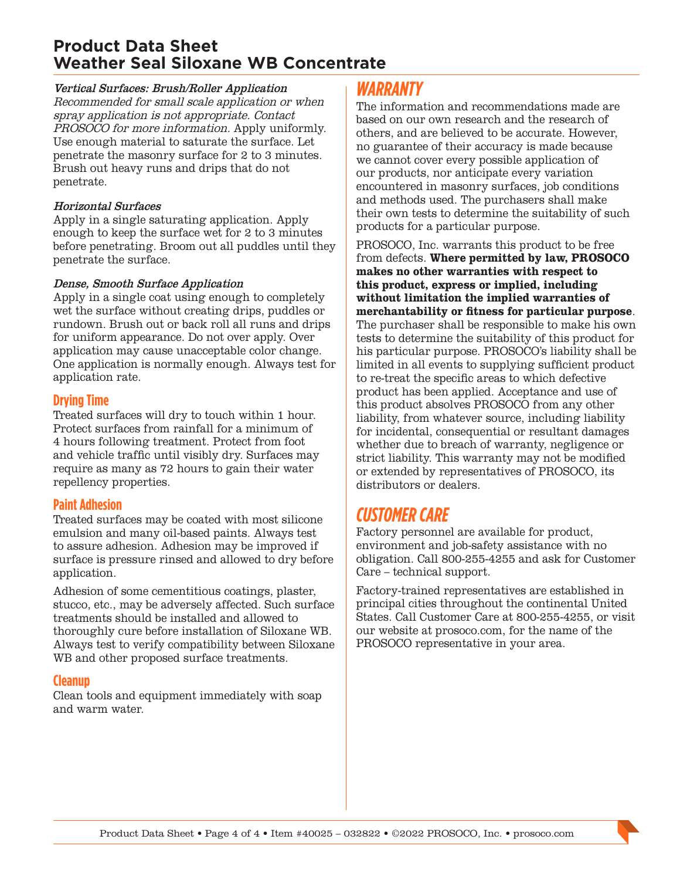# Product Data Sheet
# Weather Seal Siloxane WB Concentrate

#### *Vertical Surfaces: Brush/Roller Application*

*Recommended for small scale application or when spray application is not appropriate. Contact PROSOCO for more information.* Apply uniformly. Use enough material to saturate the surface. Let penetrate the masonry surface for 2 to 3 minutes. Brush out heavy runs and drips that do not penetrate.

#### *Horizontal Surfaces*

Apply in a single saturating application. Apply enough to keep the surface wet for 2 to 3 minutes before penetrating. Broom out all puddles until they penetrate the surface.

#### *Dense, Smooth Surface Application*

Apply in a single coat using enough to completely wet the surface without creating drips, puddles or rundown. Brush out or back roll all runs and drips for uniform appearance. Do not over apply. Over application may cause unacceptable color change. One application is normally enough. Always test for application rate.

### Drying Time

Treated surfaces will dry to touch within 1 hour. Protect surfaces from rainfall for a minimum of 4 hours following treatment. Protect from foot and vehicle traffic until visibly dry. Surfaces may require as many as 72 hours to gain their water repellency properties.

### Paint Adhesion

Treated surfaces may be coated with most silicone emulsion and many oil-based paints. Always test to assure adhesion. Adhesion may be improved if surface is pressure rinsed and allowed to dry before application.

Adhesion of some cementitious coatings, plaster, stucco, etc., may be adversely affected. Such surface treatments should be installed and allowed to thoroughly cure before installation of Siloxane WB. Always test to verify compatibility between Siloxane WB and other proposed surface treatments.

### Cleanup

Clean tools and equipment immediately with soap and warm water.

## WARRANTY

The information and recommendations made are based on our own research and the research of others, and are believed to be accurate. However, no guarantee of their accuracy is made because we cannot cover every possible application of our products, nor anticipate every variation encountered in masonry surfaces, job conditions and methods used. The purchasers shall make their own tests to determine the suitability of such products for a particular purpose.

PROSOCO, Inc. warrants this product to be free from defects. **Where permitted by law, PROSOCO makes no other warranties with respect to this product, express or implied, including without limitation the implied warranties of merchantability or fitness for particular purpose**. The purchaser shall be responsible to make his own tests to determine the suitability of this product for his particular purpose. PROSOCO's liability shall be limited in all events to supplying sufficient product to re-treat the specific areas to which defective product has been applied. Acceptance and use of this product absolves PROSOCO from any other liability, from whatever source, including liability for incidental, consequential or resultant damages whether due to breach of warranty, negligence or strict liability. This warranty may not be modified or extended by representatives of PROSOCO, its distributors or dealers.

## CUSTOMER CARE

Factory personnel are available for product, environment and job-safety assistance with no obligation. Call 800-255-4255 and ask for Customer Care – technical support.

Factory-trained representatives are established in principal cities throughout the continental United States. Call Customer Care at 800-255-4255, or visit our website at prosoco.com, for the name of the PROSOCO representative in your area.